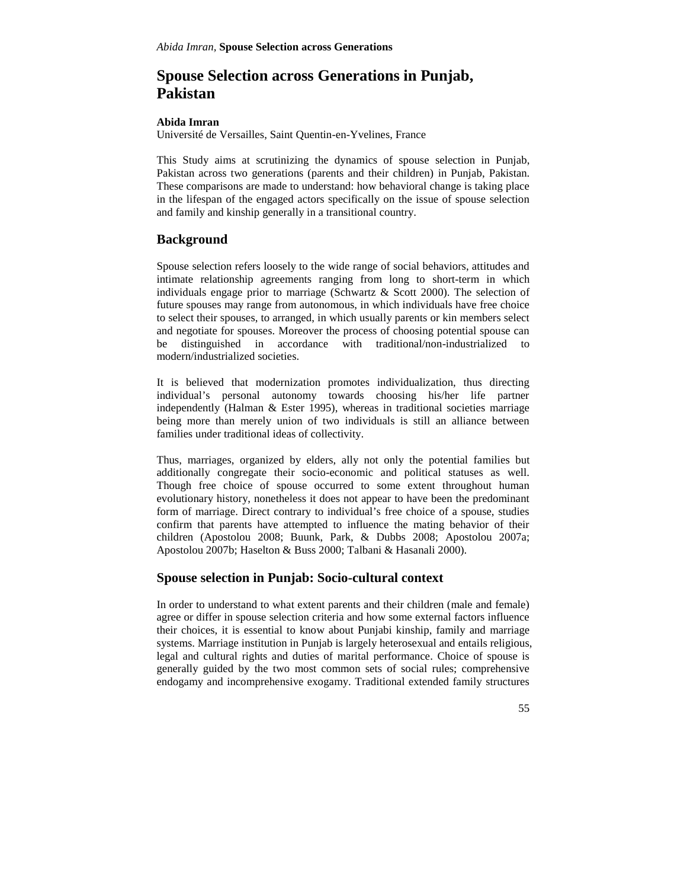# Spouse Selection across Generations in Punjab, Pakistan

**Abida Imran**

Université de Versailles, Saint Quentin-en-Yvelines, France

This Study aims at scrutinizing the dynamics of spouse selection in Punjab, Pakistan across two generations (parents and their children) in Punjab, Pakistan. These comparisons are made to understand: how behavioral change is taking place in the lifespan of the engaged actors specifically on the issue of spouse selection and family and kinship generally in a transitional country.

## Background

Spouse selection refers loosely to the wide range of social behaviors, attitudes and intimate relationship agreements ranging from long to short-term in which individuals engage prior to marriage (Schwartz & Scott 2000). The selection of future spouses may range from autonomous, in which individuals have free choice to select their spouses, to arranged, in which usually parents or kin members select and negotiate for spouses. Moreover the process of choosing potential spouse can be distinguished in accordance with traditional/non-industrialized to modern/industrialized societies.

It is believed that modernization promotes individualization, thus directing individual's personal autonomy towards choosing his/her life partner independently (Halman & Ester 1995), whereas in traditional societies marriage being more than merely union of two individuals is still an alliance between families under traditional ideas of collectivity.

Thus, marriages, organized by elders, ally not only the potential families but additionally congregate their socio-economic and political statuses as well. Though free choice of spouse occurred to some extent throughout human evolutionary history, nonetheless it does not appear to have been the predominant form of marriage. Direct contrary to individual's free choice of a spouse, studies confirm that parents have attempted to influence the mating behavior of their children (Apostolou 2008; Buunk, Park, & Dubbs 2008; Apostolou 2007a; Apostolou 2007b; Haselton & Buss 2000; Talbani & Hasanali 2000).

## Spouse selection in Punjab: Socio-cultural context

In order to understand to what extent parents and their children (male and female) agree or differ in spouse selection criteria and how some external factors influence their choices, it is essential to know about Punjabi kinship, family and marriage systems. Marriage institution in Punjab is largely heterosexual and entails religious, legal and cultural rights and duties of marital performance. Choice of spouse is generally guided by the two most common sets of social rules; comprehensive endogamy and incomprehensive exogamy. Traditional extended family structures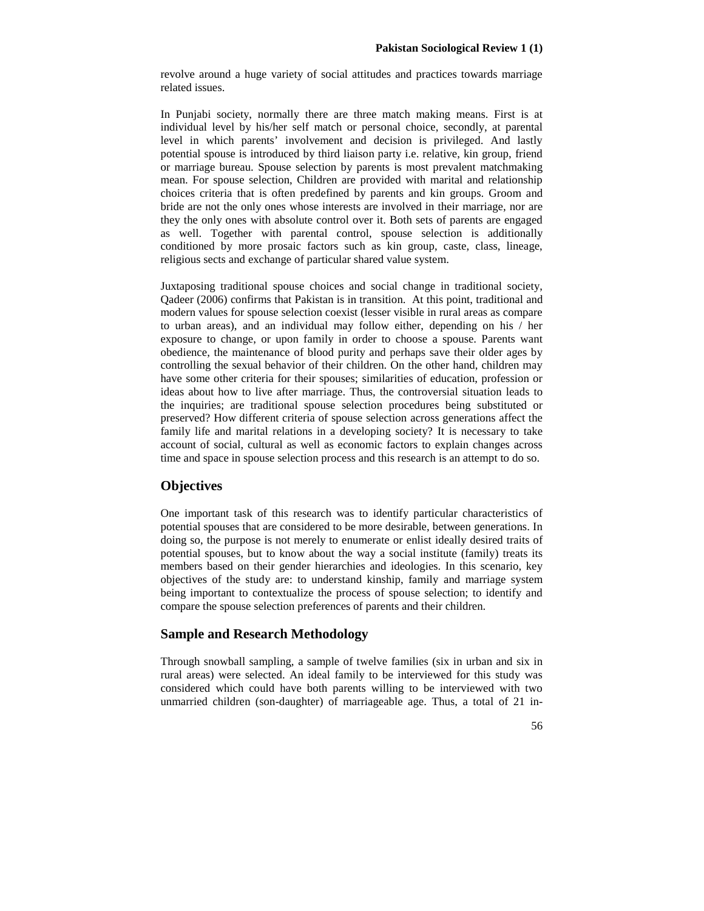revolve around a huge variety of social attitudes and practices towards marriage related issues.

In Punjabi society, normally there are three match making means. First is at individual level by his/her self match or personal choice, secondly, at parental level in which parents' involvement and decision is privileged. And lastly potential spouse is introduced by third liaison party i.e. relative, kin group, friend or marriage bureau. Spouse selection by parents is most prevalent matchmaking mean. For spouse selection, Children are provided with marital and relationship choices criteria that is often predefined by parents and kin groups. Groom and bride are not the only ones whose interests are involved in their marriage, nor are they the only ones with absolute control over it. Both sets of parents are engaged as well. Together with parental control, spouse selection is additionally conditioned by more prosaic factors such as kin group, caste, class, lineage, religious sects and exchange of particular shared value system.

Juxtaposing traditional spouse choices and social change in traditional society, Qadeer (2006) confirms that Pakistan is in transition. At this point, traditional and modern values for spouse selection coexist (lesser visible in rural areas as compare to urban areas), and an individual may follow either, depending on his / her exposure to change, or upon family in order to choose a spouse. Parents want obedience, the maintenance of blood purity and perhaps save their older ages by controlling the sexual behavior of their children. On the other hand, children may have some other criteria for their spouses; similarities of education, profession or ideas about how to live after marriage. Thus, the controversial situation leads to the inquiries; are traditional spouse selection procedures being substituted or preserved? How different criteria of spouse selection across generations affect the family life and marital relations in a developing society? It is necessary to take account of social, cultural as well as economic factors to explain changes across time and space in spouse selection process and this research is an attempt to do so.

## Objectives

One important task of this research was to identify particular characteristics of potential spouses that are considered to be more desirable, between generations. In doing so, the purpose is not merely to enumerate or enlist ideally desired traits of potential spouses, but to know about the way a social institute (family) treats its members based on their gender hierarchies and ideologies. In this scenario, key objectives of the study are: to understand kinship, family and marriage system being important to contextualize the process of spouse selection; to identify and compare the spouse selection preferences of parents and their children.

## Sample and Research Methodology

Through snowball sampling, a sample of twelve families (six in urban and six in rural areas) were selected. An ideal family to be interviewed for this study was considered which could have both parents willing to be interviewed with two unmarried children (son-daughter) of marriageable age. Thus, a total of 21 in-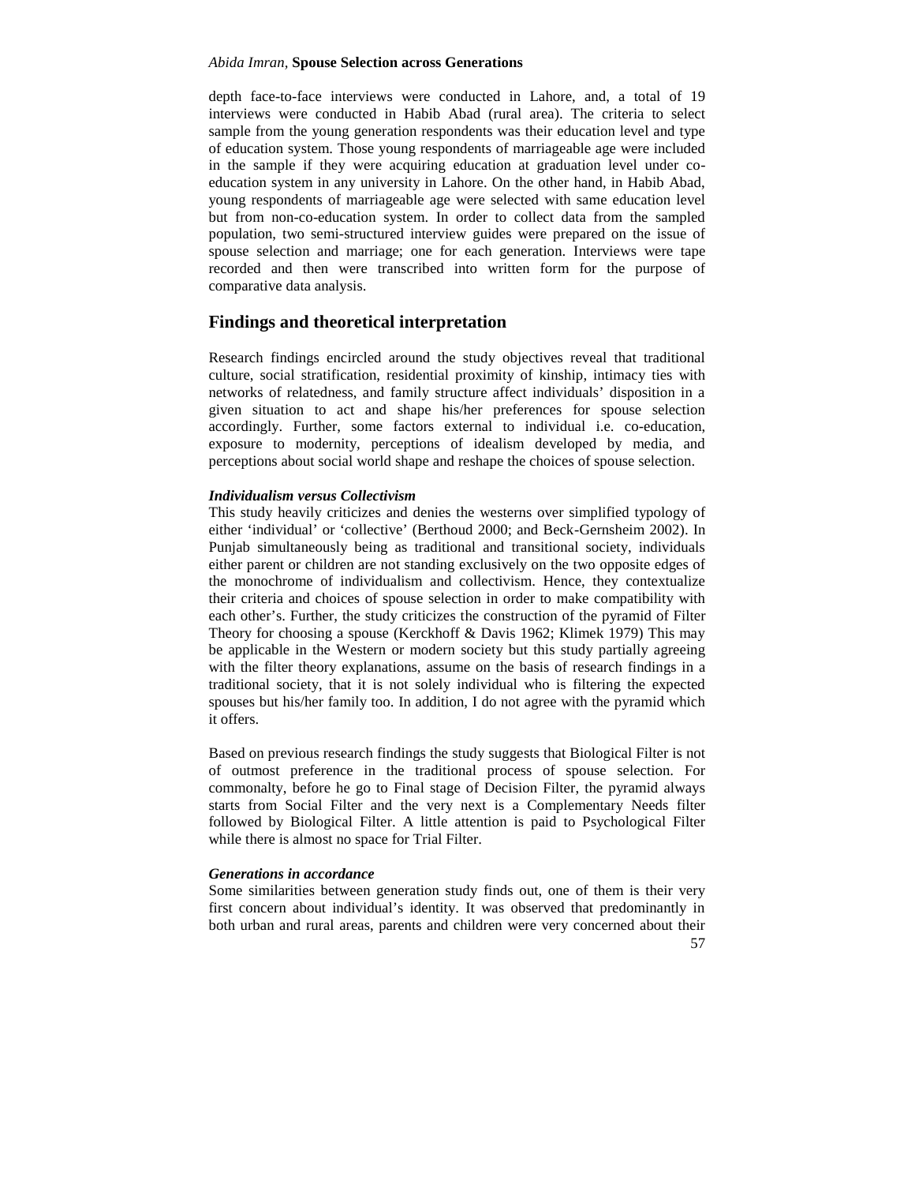depth face-to-face interviews were conducted in Lahore, and, a total of 19 interviews were conducted in Habib Abad (rural area). The criteria to select sample from the young generation respondents was their education level and type of education system. Those young respondents of marriageable age were included in the sample if they were acquiring education at graduation level under co-education system in any university in Lahore. On the other hand, in Habib Abad, young respondents of marriageable age were selected with same education level but from non-co-education system. In order to collect data from the sampled population, two semi-structured interview guides were prepared on the issue of spouse selection and marriage; one for each generation. Interviews were tape recorded and then were transcribed into written form for the purpose of comparative data analysis.

## Findings and theoretical interpretation

Research findings encircled around the study objectives reveal that traditional culture, social stratification, residential proximity of kinship, intimacy ties with networks of relatedness, and family structure affect individuals' disposition in a given situation to act and shape his/her preferences for spouse selection accordingly. Further, some factors external to individual i.e. co-education, exposure to modernity, perceptions of idealism developed by media, and perceptions about social world shape and reshape the choices of spouse selection.

### *Individualism versus Collectivism*

This study heavily criticizes and denies the westerns over simplified typology of either 'individual' or 'collective' (Berthoud 2000; and Beck-Gernsheim 2002). In Punjab simultaneously being as traditional and transitional society, individuals either parent or children are not standing exclusively on the two opposite edges of the monochrome of individualism and collectivism. Hence, they contextualize their criteria and choices of spouse selection in order to make compatibility with each other's. Further, the study criticizes the construction of the pyramid of Filter Theory for choosing a spouse (Kerckhoff & Davis 1962; Klimek 1979) This may be applicable in the Western or modern society but this study partially agreeing with the filter theory explanations, assume on the basis of research findings in a traditional society, that it is not solely individual who is filtering the expected spouses but his/her family too. In addition, I do not agree with the pyramid which it offers.

Based on previous research findings the study suggests that Biological Filter is not of outmost preference in the traditional process of spouse selection. For commonalty, before he go to Final stage of Decision Filter, the pyramid always starts from Social Filter and the very next is a Complementary Needs filter followed by Biological Filter. A little attention is paid to Psychological Filter while there is almost no space for Trial Filter.

### *Generations in accordance*

Some similarities between generation study finds out, one of them is their very first concern about individual's identity. It was observed that predominantly in both urban and rural areas, parents and children were very concerned about their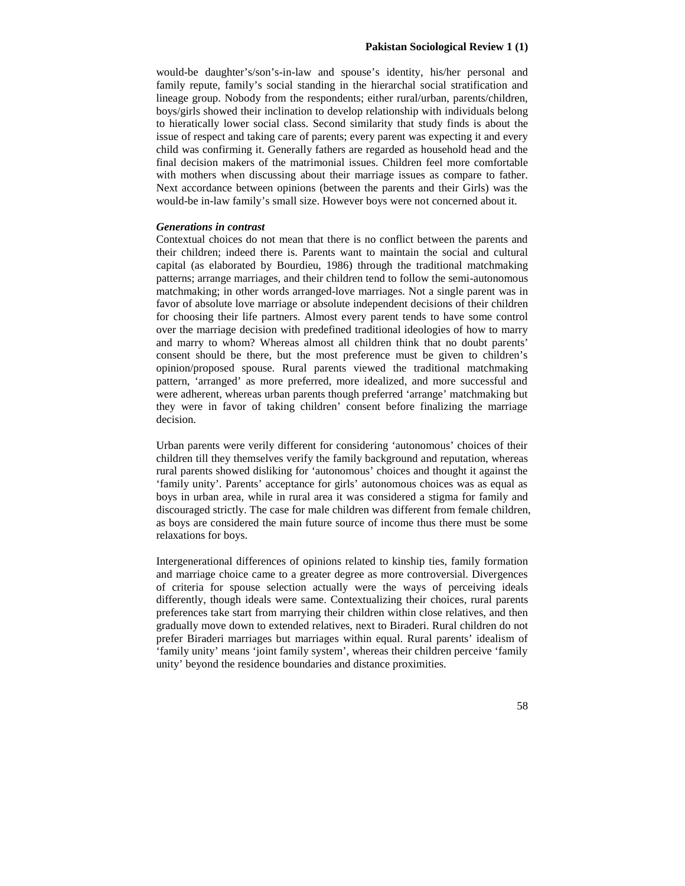would-be daughter's/son's-in-law and spouse's identity, his/her personal and family repute, family's social standing in the hierarchal social stratification and lineage group. Nobody from the respondents; either rural/urban, parents/children, boys/girls showed their inclination to develop relationship with individuals belong to hieratically lower social class. Second similarity that study finds is about the issue of respect and taking care of parents; every parent was expecting it and every child was confirming it. Generally fathers are regarded as household head and the final decision makers of the matrimonial issues. Children feel more comfortable with mothers when discussing about their marriage issues as compare to father. Next accordance between opinions (between the parents and their Girls) was the would-be in-law family's small size. However boys were not concerned about it.

***Generations in contrast***

Contextual choices do not mean that there is no conflict between the parents and their children; indeed there is. Parents want to maintain the social and cultural capital (as elaborated by Bourdieu, 1986) through the traditional matchmaking patterns; arrange marriages, and their children tend to follow the semi-autonomous matchmaking; in other words arranged-love marriages. Not a single parent was in favor of absolute love marriage or absolute independent decisions of their children for choosing their life partners. Almost every parent tends to have some control over the marriage decision with predefined traditional ideologies of how to marry and marry to whom? Whereas almost all children think that no doubt parents' consent should be there, but the most preference must be given to children's opinion/proposed spouse. Rural parents viewed the traditional matchmaking pattern, 'arranged' as more preferred, more idealized, and more successful and were adherent, whereas urban parents though preferred 'arrange' matchmaking but they were in favor of taking children' consent before finalizing the marriage decision.

Urban parents were verily different for considering 'autonomous' choices of their children till they themselves verify the family background and reputation, whereas rural parents showed disliking for 'autonomous' choices and thought it against the 'family unity'. Parents' acceptance for girls' autonomous choices was as equal as boys in urban area, while in rural area it was considered a stigma for family and discouraged strictly. The case for male children was different from female children, as boys are considered the main future source of income thus there must be some relaxations for boys.

Intergenerational differences of opinions related to kinship ties, family formation and marriage choice came to a greater degree as more controversial. Divergences of criteria for spouse selection actually were the ways of perceiving ideals differently, though ideals were same. Contextualizing their choices, rural parents preferences take start from marrying their children within close relatives, and then gradually move down to extended relatives, next to Biraderi. Rural children do not prefer Biraderi marriages but marriages within equal. Rural parents' idealism of 'family unity' means 'joint family system', whereas their children perceive 'family unity' beyond the residence boundaries and distance proximities.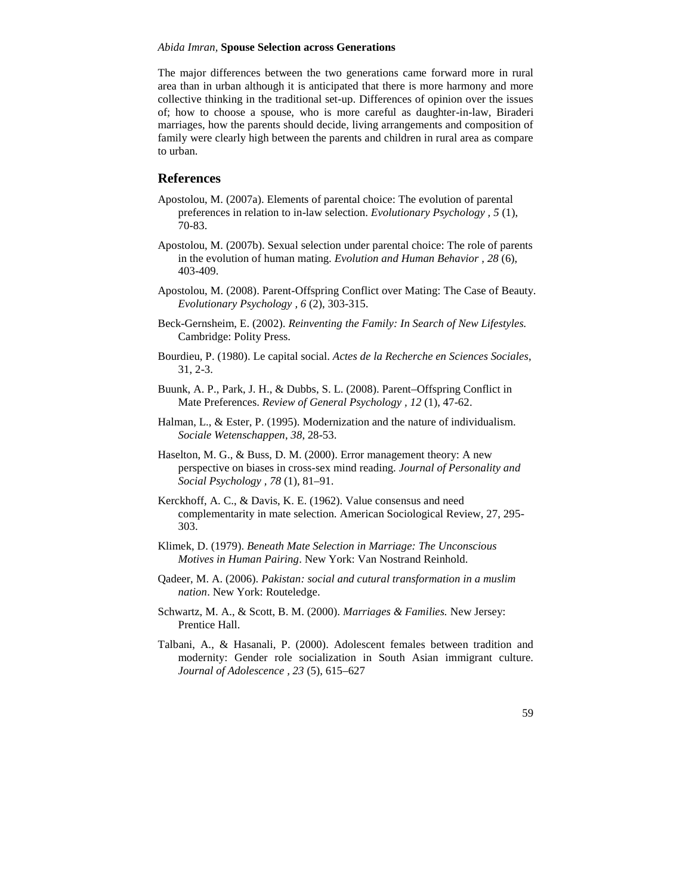The major differences between the two generations came forward more in rural area than in urban although it is anticipated that there is more harmony and more collective thinking in the traditional set-up. Differences of opinion over the issues of; how to choose a spouse, who is more careful as daughter-in-law, Biraderi marriages, how the parents should decide, living arrangements and composition of family were clearly high between the parents and children in rural area as compare to urban.

## References

Apostolou, M. (2007a). Elements of parental choice: The evolution of parental preferences in relation to in-law selection. *Evolutionary Psychology , 5* (1), 70-83.

Apostolou, M. (2007b). Sexual selection under parental choice: The role of parents in the evolution of human mating. *Evolution and Human Behavior , 28* (6), 403-409.

Apostolou, M. (2008). Parent-Offspring Conflict over Mating: The Case of Beauty. *Evolutionary Psychology , 6* (2), 303-315.

Beck-Gernsheim, E. (2002). *Reinventing the Family: In Search of New Lifestyles.* Cambridge: Polity Press.

Bourdieu, P. (1980). Le capital social. *Actes de la Recherche en Sciences Sociales*, 31, 2-3.

Buunk, A. P., Park, J. H., & Dubbs, S. L. (2008). Parent–Offspring Conflict in Mate Preferences. *Review of General Psychology , 12* (1), 47-62.

Halman, L., & Ester, P. (1995). Modernization and the nature of individualism. *Sociale Wetenschappen*, *38*, 28-53.

Haselton, M. G., & Buss, D. M. (2000). Error management theory: A new perspective on biases in cross-sex mind reading. *Journal of Personality and Social Psychology , 78* (1), 81–91.

Kerckhoff, A. C., & Davis, K. E. (1962). Value consensus and need complementarity in mate selection. American Sociological Review, 27, 295-303.

Klimek, D. (1979). *Beneath Mate Selection in Marriage: The Unconscious Motives in Human Pairing*. New York: Van Nostrand Reinhold.

Qadeer, M. A. (2006). *Pakistan: social and cutural transformation in a muslim nation*. New York: Routeledge.

Schwartz, M. A., & Scott, B. M. (2000). *Marriages & Families.* New Jersey: Prentice Hall.

Talbani, A., & Hasanali, P. (2000). Adolescent females between tradition and modernity: Gender role socialization in South Asian immigrant culture. *Journal of Adolescence , 23* (5), 615–627